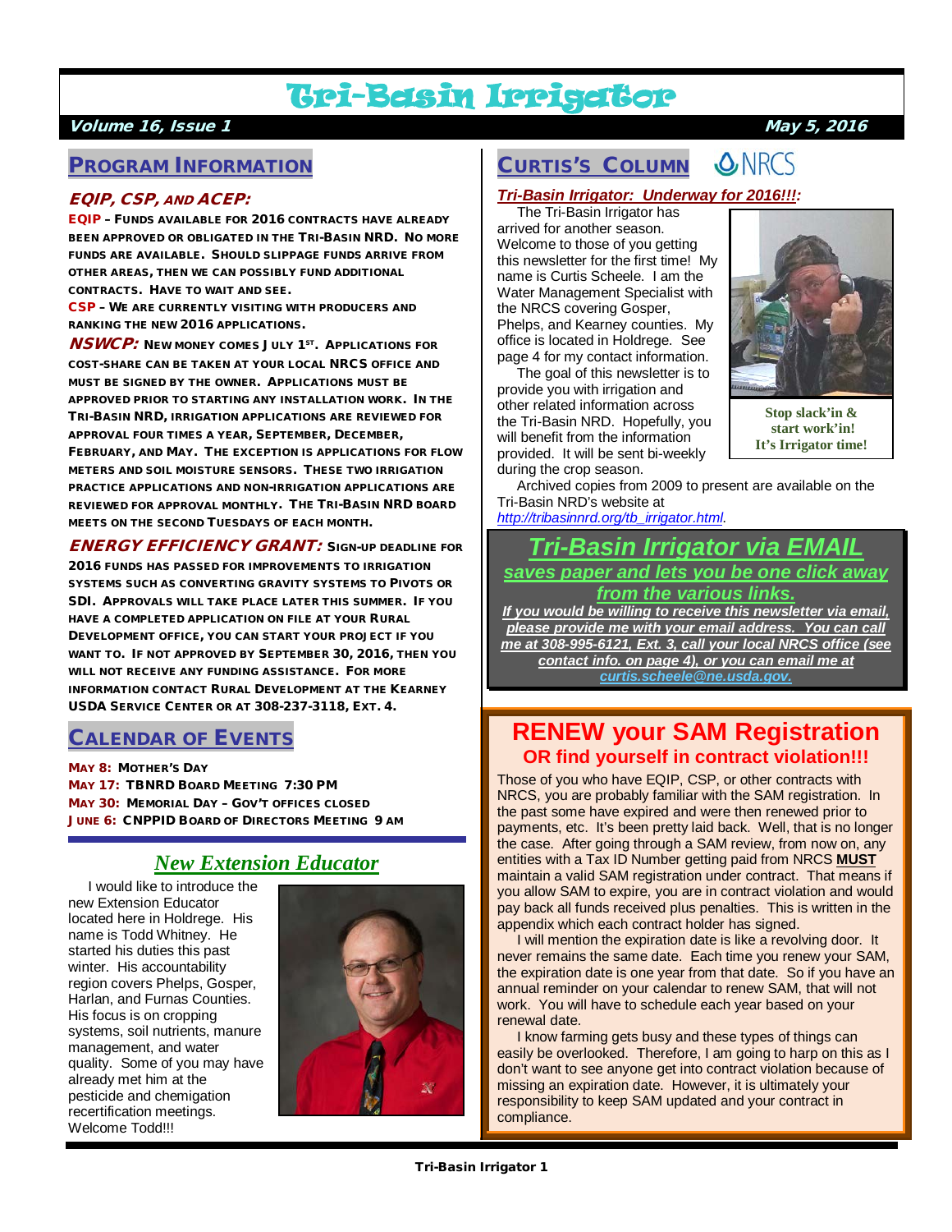# Tri-Basin Irrigator

**Volume 16, Issue 1** — **May 5, 2016**

## Program Information

### EQIP, CSP, and ACEP:

**EQIP** – Funds available for 2016 contracts have already been approved or obligated in the Tri-Basin NRD. No more funds are available. Should slippage funds arrive from other areas, then we can possibly fund additional contracts. Have to wait and see.

**CSP** – We are currently visiting with producers and ranking the new 2016 applications.

***NSWCP:*** New money comes July 1st. Applications for cost-share can be taken at your local NRCS office and must be signed by the owner. Applications must be approved prior to starting any installation work. In the Tri-Basin NRD, irrigation applications are reviewed for approval four times a year, September, December, February, and May. The exception is applications for flow meters and soil moisture sensors. These two irrigation practice applications and non-irrigation applications are reviewed for approval monthly. The Tri-Basin NRD board meets on the second Tuesdays of each month.

***Energy Efficiency Grant:*** Sign-up deadline for 2016 funds has passed for improvements to irrigation systems such as converting gravity systems to pivots or SDI. Approvals will take place later this summer. If you have a completed application on file at your Rural Development office, you can start your project if you want to. If not approved by September 30, 2016, then you will not receive any funding assistance. For more information contact Rural Development at the Kearney USDA Service Center or at 308-237-3118, Ext. 4.

## Calendar of Events

- **May 8:** Mother's Day
- **May 17:** TBNRD Board Meeting 7:30 PM
- **May 30:** Memorial Day – Gov't offices closed
- **June 6:** CNPPID Board of Directors Meeting 9 AM

## *New Extension Educator*

I would like to introduce the new Extension Educator located here in Holdrege. His name is Todd Whitney. He started his duties this past winter. His accountability region covers Phelps, Gosper, Harlan, and Furnas Counties. His focus is on cropping systems, soil nutrients, manure management, and water quality. Some of you may have already met him at the pesticide and chemigation recertification meetings. Welcome Todd!!!

## Curtis's Column

### *Tri-Basin Irrigator: Underway for 2016!!!:*

The Tri-Basin Irrigator has arrived for another season. Welcome to those of you getting this newsletter for the first time! My name is Curtis Scheele. I am the Water Management Specialist with the NRCS covering Gosper, Phelps, and Kearney counties. My office is located in Holdrege. See page 4 for my contact information.

The goal of this newsletter is to provide you with irrigation and other related information across the Tri-Basin NRD. Hopefully, you will benefit from the information provided. It will be sent bi-weekly during the crop season.

Stop slack'in & start work'in! It's Irrigator time!

Archived copies from 2009 to present are available on the Tri-Basin NRD's website at *http://tribasinnrd.org/tb_irrigator.html*.

## *Tri-Basin Irrigator via EMAIL*

***saves paper and lets you be one click away from the various links.***

***If you would be willing to receive this newsletter via email, please provide me with your email address. You can call me at 308-995-6121, Ext. 3, call your local NRCS office (see contact info. on page 4), or you can email me at curtis.scheele@ne.usda.gov.***

## RENEW your SAM Registration

### OR find yourself in contract violation!!!

Those of you who have EQIP, CSP, or other contracts with NRCS, you are probably familiar with the SAM registration. In the past some have expired and were then renewed prior to payments, etc. It's been pretty laid back. Well, that is no longer the case. After going through a SAM review, from now on, any entities with a Tax ID Number getting paid from NRCS **MUST** maintain a valid SAM registration under contract. That means if you allow SAM to expire, you are in contract violation and would pay back all funds received plus penalties. This is written in the appendix which each contract holder has signed.

I will mention the expiration date is like a revolving door. It never remains the same date. Each time you renew your SAM, the expiration date is one year from that date. So if you have an annual reminder on your calendar to renew SAM, that will not work. You will have to schedule each year based on your renewal date.

I know farming gets busy and these types of things can easily be overlooked. Therefore, I am going to harp on this as I don't want to see anyone get into contract violation because of missing an expiration date. However, it is ultimately your responsibility to keep SAM updated and your contract in compliance.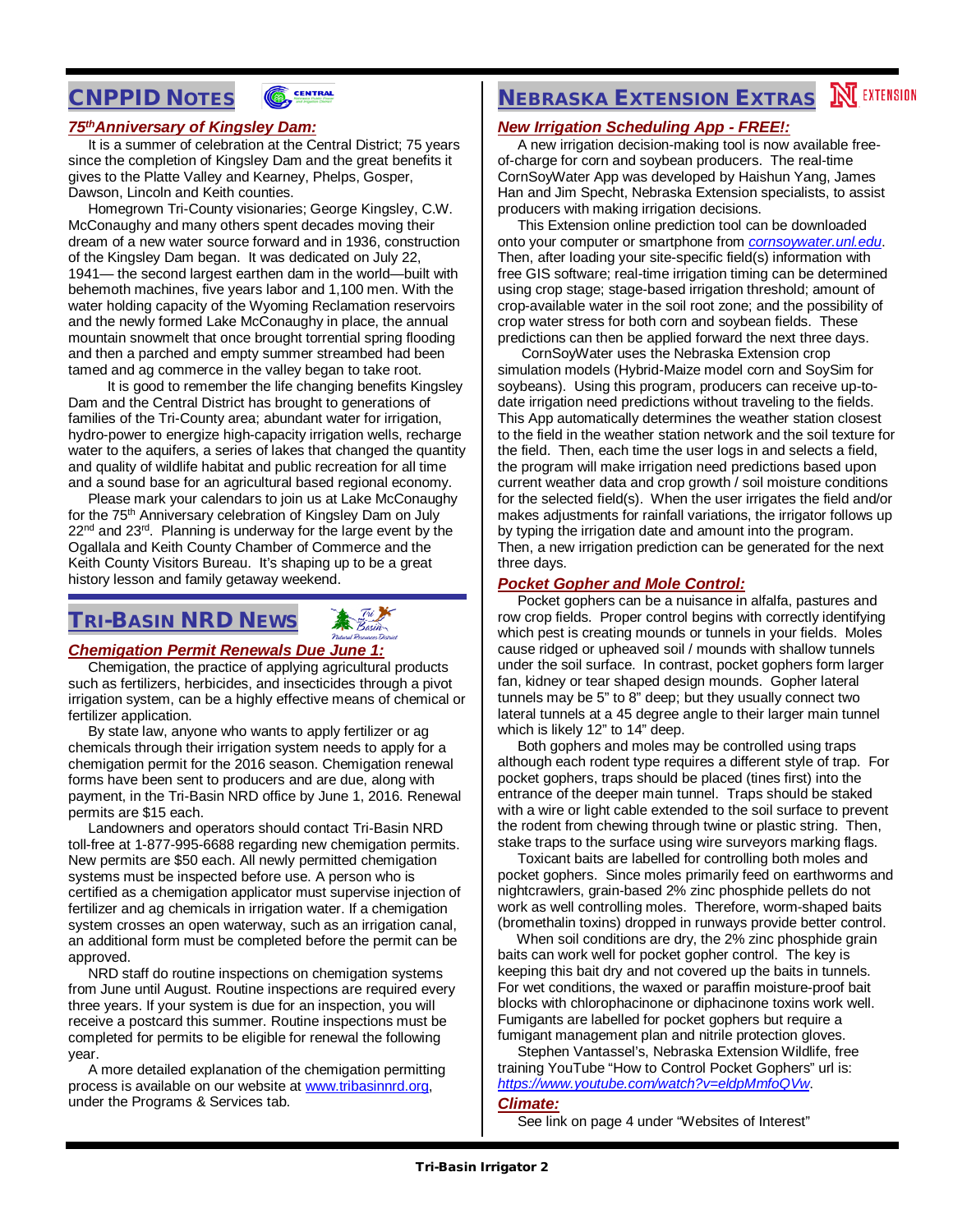## CNPPID Notes

### *75th Anniversary of Kingsley Dam:*

It is a summer of celebration at the Central District; 75 years since the completion of Kingsley Dam and the great benefits it gives to the Platte Valley and Kearney, Phelps, Gosper, Dawson, Lincoln and Keith counties.

Homegrown Tri-County visionaries; George Kingsley, C.W. McConaughy and many others spent decades moving their dream of a new water source forward and in 1936, construction of the Kingsley Dam began. It was dedicated on July 22, 1941— the second largest earthen dam in the world—built with behemoth machines, five years labor and 1,100 men. With the water holding capacity of the Wyoming Reclamation reservoirs and the newly formed Lake McConaughy in place, the annual mountain snowmelt that once brought torrential spring flooding and then a parched and empty summer streambed had been tamed and ag commerce in the valley began to take root.

It is good to remember the life changing benefits Kingsley Dam and the Central District has brought to generations of families of the Tri-County area; abundant water for irrigation, hydro-power to energize high-capacity irrigation wells, recharge water to the aquifers, a series of lakes that changed the quantity and quality of wildlife habitat and public recreation for all time and a sound base for an agricultural based regional economy.

Please mark your calendars to join us at Lake McConaughy for the 75th Anniversary celebration of Kingsley Dam on July 22nd and 23rd. Planning is underway for the large event by the Ogallala and Keith County Chamber of Commerce and the Keith County Visitors Bureau. It's shaping up to be a great history lesson and family getaway weekend.

## Tri-Basin NRD News

### *Chemigation Permit Renewals Due June 1:*

Chemigation, the practice of applying agricultural products such as fertilizers, herbicides, and insecticides through a pivot irrigation system, can be a highly effective means of chemical or fertilizer application.

By state law, anyone who wants to apply fertilizer or ag chemicals through their irrigation system needs to apply for a chemigation permit for the 2016 season. Chemigation renewal forms have been sent to producers and are due, along with payment, in the Tri-Basin NRD office by June 1, 2016. Renewal permits are $15 each.

Landowners and operators should contact Tri-Basin NRD toll-free at 1-877-995-6688 regarding new chemigation permits. New permits are $50 each. All newly permitted chemigation systems must be inspected before use. A person who is certified as a chemigation applicator must supervise injection of fertilizer and ag chemicals in irrigation water. If a chemigation system crosses an open waterway, such as an irrigation canal, an additional form must be completed before the permit can be approved.

NRD staff do routine inspections on chemigation systems from June until August. Routine inspections are required every three years. If your system is due for an inspection, you will receive a postcard this summer. Routine inspections must be completed for permits to be eligible for renewal the following year.

A more detailed explanation of the chemigation permitting process is available on our website at www.tribasinnrd.org, under the Programs & Services tab.

## Nebraska Extension Extras

### *New Irrigation Scheduling App - FREE!:*

A new irrigation decision-making tool is now available free-of-charge for corn and soybean producers. The real-time CornSoyWater App was developed by Haishun Yang, James Han and Jim Specht, Nebraska Extension specialists, to assist producers with making irrigation decisions.

This Extension online prediction tool can be downloaded onto your computer or smartphone from *cornsoywater.unl.edu*. Then, after loading your site-specific field(s) information with free GIS software; real-time irrigation timing can be determined using crop stage; stage-based irrigation threshold; amount of crop-available water in the soil root zone; and the possibility of crop water stress for both corn and soybean fields. These predictions can then be applied forward the next three days.

CornSoyWater uses the Nebraska Extension crop simulation models (Hybrid-Maize model corn and SoySim for soybeans). Using this program, producers can receive up-to-date irrigation need predictions without traveling to the fields. This App automatically determines the weather station closest to the field in the weather station network and the soil texture for the field. Then, each time the user logs in and selects a field, the program will make irrigation need predictions based upon current weather data and crop growth / soil moisture conditions for the selected field(s). When the user irrigates the field and/or makes adjustments for rainfall variations, the irrigator follows up by typing the irrigation date and amount into the program. Then, a new irrigation prediction can be generated for the next three days.

### *Pocket Gopher and Mole Control:*

Pocket gophers can be a nuisance in alfalfa, pastures and row crop fields. Proper control begins with correctly identifying which pest is creating mounds or tunnels in your fields. Moles cause ridged or upheaved soil / mounds with shallow tunnels under the soil surface. In contrast, pocket gophers form larger fan, kidney or tear shaped design mounds. Gopher lateral tunnels may be 5" to 8" deep; but they usually connect two lateral tunnels at a 45 degree angle to their larger main tunnel which is likely 12" to 14" deep.

Both gophers and moles may be controlled using traps although each rodent type requires a different style of trap. For pocket gophers, traps should be placed (tines first) into the entrance of the deeper main tunnel. Traps should be staked with a wire or light cable extended to the soil surface to prevent the rodent from chewing through twine or plastic string. Then, stake traps to the surface using wire surveyors marking flags.

Toxicant baits are labelled for controlling both moles and pocket gophers. Since moles primarily feed on earthworms and nightcrawlers, grain-based 2% zinc phosphide pellets do not work as well controlling moles. Therefore, worm-shaped baits (bromethalin toxins) dropped in runways provide better control.

When soil conditions are dry, the 2% zinc phosphide grain baits can work well for pocket gopher control. The key is keeping this bait dry and not covered up the baits in tunnels. For wet conditions, the waxed or paraffin moisture-proof bait blocks with chlorophacinone or diphacinone toxins work well. Fumigants are labelled for pocket gophers but require a fumigant management plan and nitrile protection gloves.

Stephen Vantassel's, Nebraska Extension Wildlife, free training YouTube "How to Control Pocket Gophers" url is: *https://www.youtube.com/watch?v=eldpMmfoQVw*.

### *Climate:*

See link on page 4 under "Websites of Interest"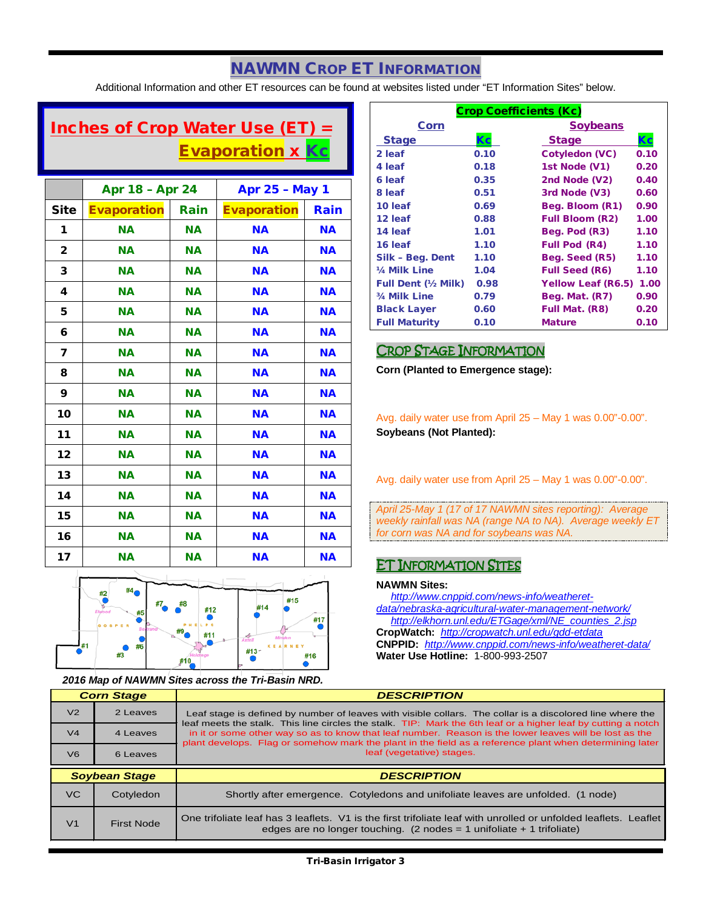# NAWMN Crop ET Information

Additional Information and other ET resources can be found at websites listed under "ET Information Sites" below.

## Inches of Crop Water Use (ET) = Evaporation x Kc

| | Apr 18 – Apr 24 | | Apr 25 – May 1 | |
|---|---|---|---|---|
| Site | Evaporation | Rain | Evaporation | Rain |
| 1 | NA | NA | NA | NA |
| 2 | NA | NA | NA | NA |
| 3 | NA | NA | NA | NA |
| 4 | NA | NA | NA | NA |
| 5 | NA | NA | NA | NA |
| 6 | NA | NA | NA | NA |
| 7 | NA | NA | NA | NA |
| 8 | NA | NA | NA | NA |
| 9 | NA | NA | NA | NA |
| 10 | NA | NA | NA | NA |
| 11 | NA | NA | NA | NA |
| 12 | NA | NA | NA | NA |
| 13 | NA | NA | NA | NA |
| 14 | NA | NA | NA | NA |
| 15 | NA | NA | NA | NA |
| 16 | NA | NA | NA | NA |
| 17 | NA | NA | NA | NA |

*2016 Map of NAWMN Sites across the Tri-Basin NRD.*

## Crop Coefficients (Kc)

| Corn Stage | Kc | Soybeans Stage | Kc |
|---|---|---|---|
| 2 leaf | 0.10 | Cotyledon (VC) | 0.10 |
| 4 leaf | 0.18 | 1st Node (V1) | 0.20 |
| 6 leaf | 0.35 | 2nd Node (V2) | 0.40 |
| 8 leaf | 0.51 | 3rd Node (V3) | 0.60 |
| 10 leaf | 0.69 | Beg. Bloom (R1) | 0.90 |
| 12 leaf | 0.88 | Full Bloom (R2) | 1.00 |
| 14 leaf | 1.01 | Beg. Pod (R3) | 1.10 |
| 16 leaf | 1.10 | Full Pod (R4) | 1.10 |
| Silk – Beg. Dent | 1.10 | Beg. Seed (R5) | 1.10 |
| ¼ Milk Line | 1.04 | Full Seed (R6) | 1.10 |
| Full Dent (½ Milk) | 0.98 | Yellow Leaf (R6.5) | 1.00 |
| ¾ Milk Line | 0.79 | Beg. Mat. (R7) | 0.90 |
| Black Layer | 0.60 | Full Mat. (R8) | 0.20 |
| Full Maturity | 0.10 | Mature | 0.10 |

## Crop Stage Information

**Corn (Planted to Emergence stage):**

Avg. daily water use from April 25 – May 1 was 0.00"-0.00".

**Soybeans (Not Planted):**

Avg. daily water use from April 25 – May 1 was 0.00"-0.00".

*April 25-May 1 (17 of 17 NAWMN sites reporting): Average weekly rainfall was NA (range NA to NA). Average weekly ET for corn was NA and for soybeans was NA.*

## ET Information Sites

**NAWMN Sites:**
http://www.cnppid.com/news-info/weatheret-data/nebraska-agricultural-water-management-network/
http://elkhorn.unl.edu/ETGage/xml/NE_counties_2.jsp

**CropWatch:** http://cropwatch.unl.edu/gdd-etdata

**CNPPID:** http://www.cnppid.com/news-info/weatheret-data/

**Water Use Hotline:** 1-800-993-2507

| Corn Stage | | DESCRIPTION |
|---|---|---|
| V2 | 2 Leaves | Leaf stage is defined by number of leaves with visible collars. The collar is a discolored line where the leaf meets the stalk. This line circles the stalk. TIP: Mark the 6th leaf or a higher leaf by cutting a notch in it or some other way so as to know that leaf number. Reason is the lower leaves will be lost as the plant develops. Flag or somehow mark the plant in the field as a reference plant when determining later leaf (vegetative) stages. |
| V4 | 4 Leaves | |
| V6 | 6 Leaves | |

| Soybean Stage | | DESCRIPTION |
|---|---|---|
| VC | Cotyledon | Shortly after emergence. Cotyledons and unifoliate leaves are unfolded. (1 node) |
| V1 | First Node | One trifoliate leaf has 3 leaflets. V1 is the first trifoliate leaf with unrolled or unfolded leaflets. Leaflet edges are no longer touching. (2 nodes = 1 unifoliate + 1 trifoliate) |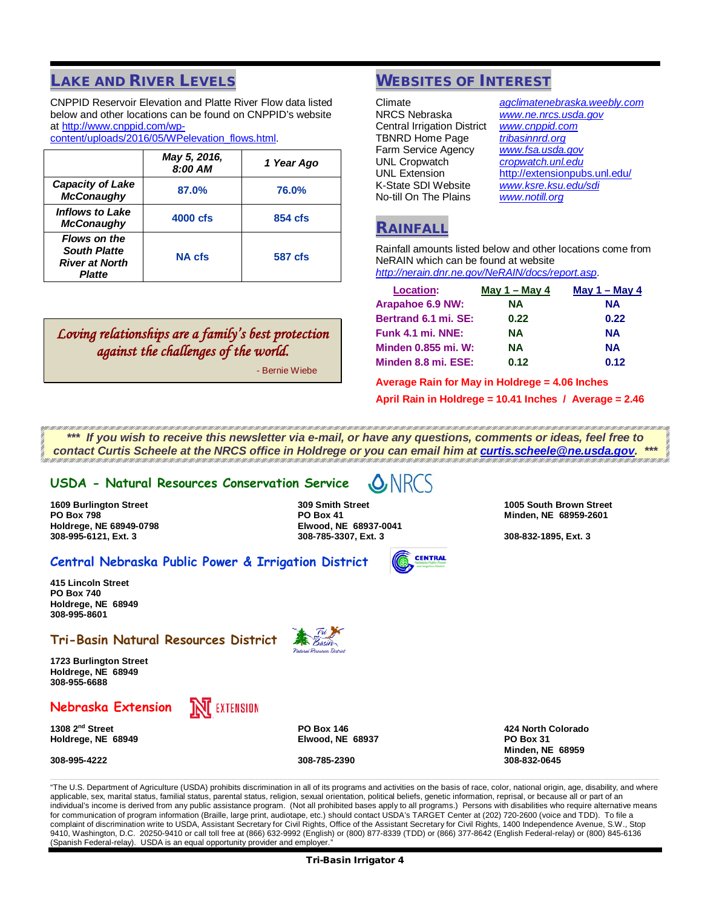## LAKE AND RIVER LEVELS

CNPPID Reservoir Elevation and Platte River Flow data listed below and other locations can be found on CNPPID's website at http://www.cnppid.com/wp-content/uploads/2016/05/WPelevation_flows.html.

| | May 5, 2016, 8:00 AM | 1 Year Ago |
|---|---|---|
| Capacity of Lake McConaughy | 87.0% | 76.0% |
| Inflows to Lake McConaughy | 4000 cfs | 854 cfs |
| Flows on the South Platte River at North Platte | NA cfs | 587 cfs |

*Loving relationships are a family's best protection against the challenges of the world.*

- Bernie Wiebe

## WEBSITES OF INTEREST

| | |
|---|---|
| Climate | agclimatenebraska.weebly.com |
| NRCS Nebraska | www.ne.nrcs.usda.gov |
| Central Irrigation District | www.cnppid.com |
| TBNRD Home Page | tribasinnrd.org |
| Farm Service Agency | www.fsa.usda.gov |
| UNL Cropwatch | cropwatch.unl.edu |
| UNL Extension | http://extensionpubs.unl.edu/ |
| K-State SDI Website | www.ksre.ksu.edu/sdi |
| No-till On The Plains | www.notill.org |

## RAINFALL

Rainfall amounts listed below and other locations come from NeRAIN which can be found at website http://nerain.dnr.ne.gov/NeRAIN/docs/report.asp.

| Location: | May 1 – May 4 | May 1 – May 4 |
|---|---|---|
| Arapahoe 6.9 NW: | NA | NA |
| Bertrand 6.1 mi. SE: | 0.22 | 0.22 |
| Funk 4.1 mi. NNE: | NA | NA |
| Minden 0.855 mi. W: | NA | NA |
| Minden 8.8 mi. ESE: | 0.12 | 0.12 |

**Average Rain for May in Holdrege = 4.06 Inches**

**April Rain in Holdrege = 10.41 Inches / Average = 2.46**

***\*\*\* If you wish to receive this newsletter via e-mail, or have any questions, comments or ideas, feel free to contact Curtis Scheele at the NRCS office in Holdrege or you can email him at curtis.scheele@ne.usda.gov. \*\*\****

### USDA - Natural Resources Conservation Service

**1609 Burlington Street**
**PO Box 798**
**Holdrege, NE 68949-0798**
**308-995-6121, Ext. 3**

**309 Smith Street**
**PO Box 41**
**Elwood, NE 68937-0041**
**308-785-3307, Ext. 3**

**1005 South Brown Street**
**Minden, NE 68959-2601**
**308-832-1895, Ext. 3**

### Central Nebraska Public Power & Irrigation District

**415 Lincoln Street**
**PO Box 740**
**Holdrege, NE 68949**
**308-995-8601**

### Tri-Basin Natural Resources District

**1723 Burlington Street**
**Holdrege, NE 68949**
**308-955-6688**

### Nebraska Extension

**1308 2nd Street**
**Holdrege, NE 68949**
**308-995-4222**

**PO Box 146**
**Elwood, NE 68937**
**308-785-2390**

**424 North Colorado**
**PO Box 31**
**Minden, NE 68959**
**308-832-0645**

"The U.S. Department of Agriculture (USDA) prohibits discrimination in all of its programs and activities on the basis of race, color, national origin, age, disability, and where applicable, sex, marital status, familial status, parental status, religion, sexual orientation, political beliefs, genetic information, reprisal, or because all or part of an individual's income is derived from any public assistance program. (Not all prohibited bases apply to all programs.) Persons with disabilities who require alternative means for communication of program information (Braille, large print, audiotape, etc.) should contact USDA's TARGET Center at (202) 720-2600 (voice and TDD). To file a complaint of discrimination write to USDA, Assistant Secretary for Civil Rights, Office of the Assistant Secretary for Civil Rights, 1400 Independence Avenue, S.W., Stop 9410, Washington, D.C. 20250-9410 or call toll free at (866) 632-9992 (English) or (800) 877-8339 (TDD) or (866) 377-8642 (English Federal-relay) or (800) 845-6136 (Spanish Federal-relay). USDA is an equal opportunity provider and employer."